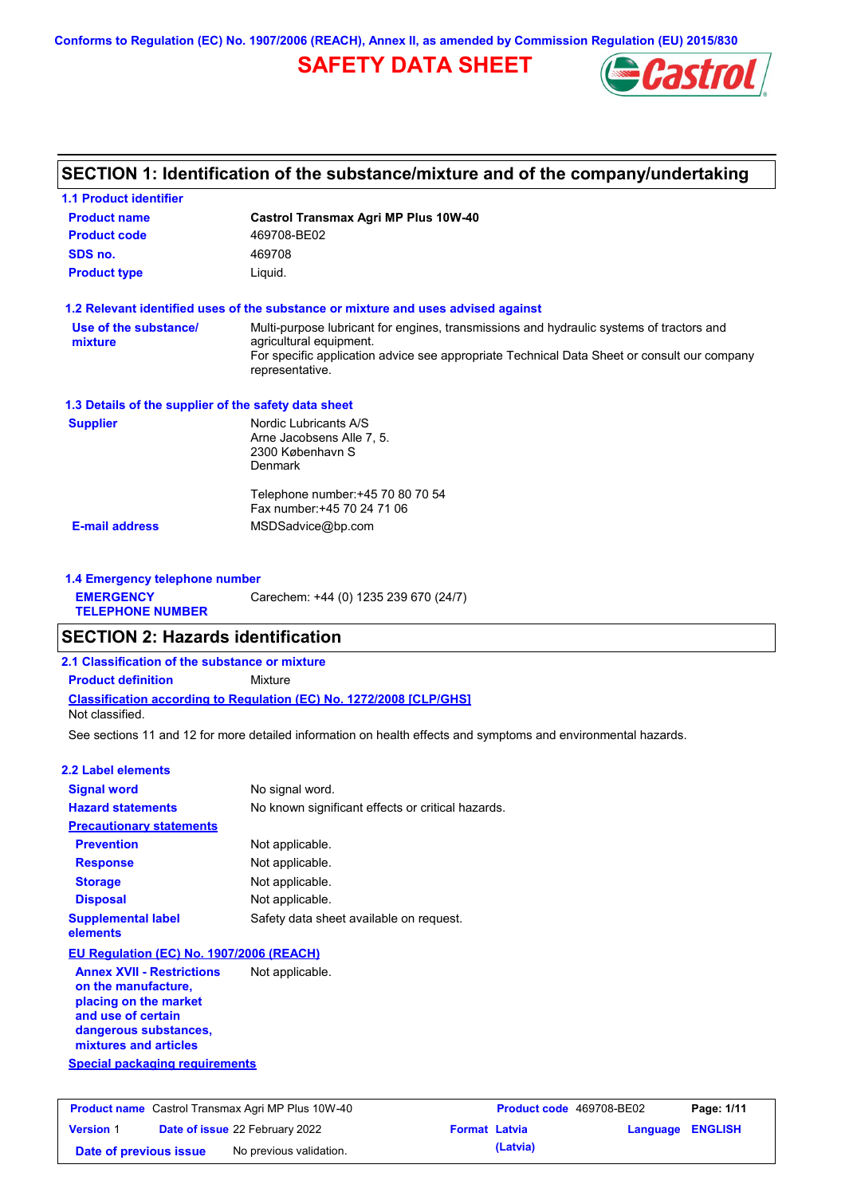Conforms to Regulation (EC) No. 1907/2006 (REACH), Annex II, as amended by Commission Regulation (EU) 2015/830

# SAFETY DATA SHEET

## SECTION 1: Identification of the substance/mixture and of the company/undertaking

### 1.1 Product identifier

| | |
|---|---|
| **Product name** | **Castrol Transmax Agri MP Plus 10W-40** |
| **Product code** | 469708-BE02 |
| **SDS no.** | 469708 |
| **Product type** | Liquid. |

### 1.2 Relevant identified uses of the substance or mixture and uses advised against

| | |
|---|---|
| **Use of the substance/ mixture** | Multi-purpose lubricant for engines, transmissions and hydraulic systems of tractors and agricultural equipment. For specific application advice see appropriate Technical Data Sheet or consult our company representative. |

### 1.3 Details of the supplier of the safety data sheet

**Supplier**

Nordic Lubricants A/S
Arne Jacobsens Alle 7, 5.
2300 København S
Denmark

Telephone number:+45 70 80 70 54
Fax number:+45 70 24 71 06

**E-mail address** MSDSadvice@bp.com

### 1.4 Emergency telephone number

**EMERGENCY TELEPHONE NUMBER** Carechem: +44 (0) 1235 239 670 (24/7)

## SECTION 2: Hazards identification

### 2.1 Classification of the substance or mixture

**Product definition** Mixture

**Classification according to Regulation (EC) No. 1272/2008 [CLP/GHS]**

Not classified.

See sections 11 and 12 for more detailed information on health effects and symptoms and environmental hazards.

### 2.2 Label elements

| | |
|---|---|
| **Signal word** | No signal word. |
| **Hazard statements** | No known significant effects or critical hazards. |
| **Precautionary statements** | |
| **Prevention** | Not applicable. |
| **Response** | Not applicable. |
| **Storage** | Not applicable. |
| **Disposal** | Not applicable. |
| **Supplemental label elements** | Safety data sheet available on request. |

**EU Regulation (EC) No. 1907/2006 (REACH)**

| | |
|---|---|
| **Annex XVII - Restrictions on the manufacture, placing on the market and use of certain dangerous substances, mixtures and articles** | Not applicable. |

**Special packaging requirements**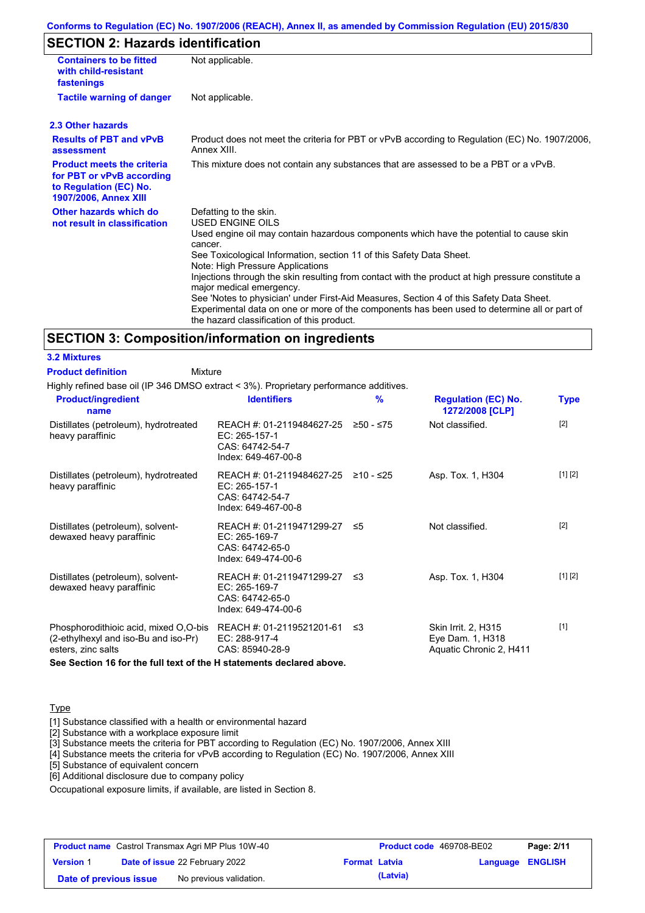Conforms to Regulation (EC) No. 1907/2006 (REACH), Annex II, as amended by Commission Regulation (EU) 2015/830

## SECTION 2: Hazards identification

| | |
|---|---|
| **Containers to be fitted with child-resistant fastenings** | Not applicable. |
| **Tactile warning of danger** | Not applicable. |

### 2.3 Other hazards

| | |
|---|---|
| **Results of PBT and vPvB assessment** | Product does not meet the criteria for PBT or vPvB according to Regulation (EC) No. 1907/2006, Annex XIII. |
| **Product meets the criteria for PBT or vPvB according to Regulation (EC) No. 1907/2006, Annex XIII** | This mixture does not contain any substances that are assessed to be a PBT or a vPvB. |
| **Other hazards which do not result in classification** | Defatting to the skin.<br>USED ENGINE OILS<br>Used engine oil may contain hazardous components which have the potential to cause skin cancer.<br>See Toxicological Information, section 11 of this Safety Data Sheet.<br>Note: High Pressure Applications<br>Injections through the skin resulting from contact with the product at high pressure constitute a major medical emergency.<br>See 'Notes to physician' under First-Aid Measures, Section 4 of this Safety Data Sheet.<br>Experimental data on one or more of the components has been used to determine all or part of the hazard classification of this product. |

## SECTION 3: Composition/information on ingredients

### 3.2 Mixtures

**Product definition** Mixture

Highly refined base oil (IP 346 DMSO extract < 3%). Proprietary performance additives.

| Product/ingredient name | Identifiers | % | Regulation (EC) No. 1272/2008 [CLP] | Type |
|---|---|---|---|---|
| Distillates (petroleum), hydrotreated heavy paraffinic | REACH #: 01-2119484627-25<br>EC: 265-157-1<br>CAS: 64742-54-7<br>Index: 649-467-00-8 | ≥50 - ≤75 | Not classified. | [2] |
| Distillates (petroleum), hydrotreated heavy paraffinic | REACH #: 01-2119484627-25<br>EC: 265-157-1<br>CAS: 64742-54-7<br>Index: 649-467-00-8 | ≥10 - ≤25 | Asp. Tox. 1, H304 | [1] [2] |
| Distillates (petroleum), solvent-dewaxed heavy paraffinic | REACH #: 01-2119471299-27<br>EC: 265-169-7<br>CAS: 64742-65-0<br>Index: 649-474-00-6 | ≤5 | Not classified. | [2] |
| Distillates (petroleum), solvent-dewaxed heavy paraffinic | REACH #: 01-2119471299-27<br>EC: 265-169-7<br>CAS: 64742-65-0<br>Index: 649-474-00-6 | ≤3 | Asp. Tox. 1, H304 | [1] [2] |
| Phosphorodithioic acid, mixed O,O-bis (2-ethylhexyl and iso-Bu and iso-Pr) esters, zinc salts | REACH #: 01-2119521201-61<br>EC: 288-917-4<br>CAS: 85940-28-9 | ≤3 | Skin Irrit. 2, H315<br>Eye Dam. 1, H318<br>Aquatic Chronic 2, H411 | [1] |

**See Section 16 for the full text of the H statements declared above.**

Type

[1] Substance classified with a health or environmental hazard
[2] Substance with a workplace exposure limit
[3] Substance meets the criteria for PBT according to Regulation (EC) No. 1907/2006, Annex XIII
[4] Substance meets the criteria for vPvB according to Regulation (EC) No. 1907/2006, Annex XIII
[5] Substance of equivalent concern
[6] Additional disclosure due to company policy

Occupational exposure limits, if available, are listed in Section 8.

| | | | | | |
|---|---|---|---|---|---|
| **Product name** | Castrol Transmax Agri MP Plus 10W-40 | **Product code** | 469708-BE02 | | |
| **Version** | 1 | **Date of issue** | 22 February 2022 | **Format** | Latvia (Latvia) |
| **Date of previous issue** | No previous validation. | **Language** | ENGLISH | | |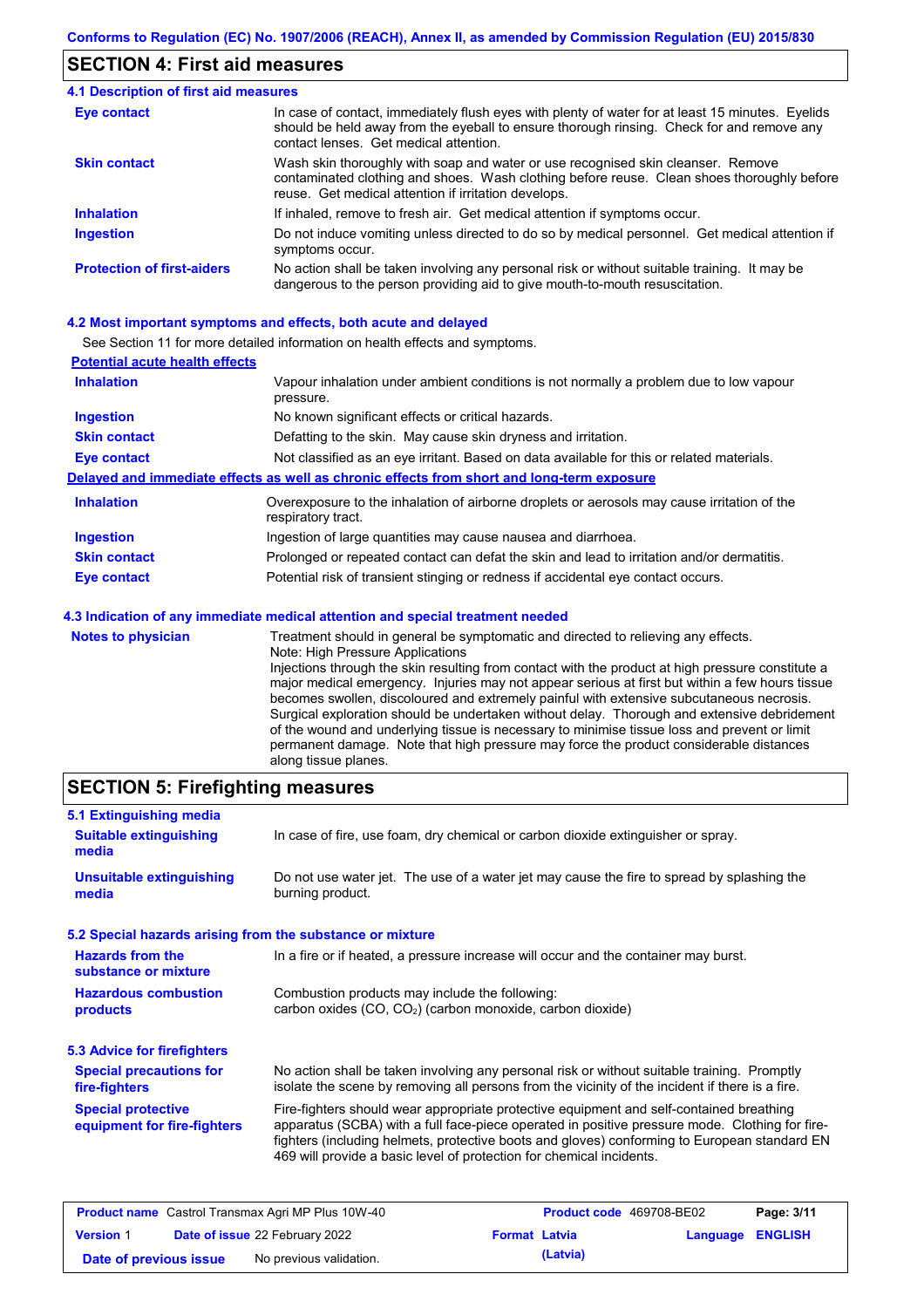## SECTION 4: First aid measures

### 4.1 Description of first aid measures

| | |
|---|---|
| **Eye contact** | In case of contact, immediately flush eyes with plenty of water for at least 15 minutes. Eyelids should be held away from the eyeball to ensure thorough rinsing. Check for and remove any contact lenses. Get medical attention. |
| **Skin contact** | Wash skin thoroughly with soap and water or use recognised skin cleanser. Remove contaminated clothing and shoes. Wash clothing before reuse. Clean shoes thoroughly before reuse. Get medical attention if irritation develops. |
| **Inhalation** | If inhaled, remove to fresh air. Get medical attention if symptoms occur. |
| **Ingestion** | Do not induce vomiting unless directed to do so by medical personnel. Get medical attention if symptoms occur. |
| **Protection of first-aiders** | No action shall be taken involving any personal risk or without suitable training. It may be dangerous to the person providing aid to give mouth-to-mouth resuscitation. |

### 4.2 Most important symptoms and effects, both acute and delayed

See Section 11 for more detailed information on health effects and symptoms.

**Potential acute health effects**

| | |
|---|---|
| **Inhalation** | Vapour inhalation under ambient conditions is not normally a problem due to low vapour pressure. |
| **Ingestion** | No known significant effects or critical hazards. |
| **Skin contact** | Defatting to the skin. May cause skin dryness and irritation. |
| **Eye contact** | Not classified as an eye irritant. Based on data available for this or related materials. |

**Delayed and immediate effects as well as chronic effects from short and long-term exposure**

| | |
|---|---|
| **Inhalation** | Overexposure to the inhalation of airborne droplets or aerosols may cause irritation of the respiratory tract. |
| **Ingestion** | Ingestion of large quantities may cause nausea and diarrhoea. |
| **Skin contact** | Prolonged or repeated contact can defat the skin and lead to irritation and/or dermatitis. |
| **Eye contact** | Potential risk of transient stinging or redness if accidental eye contact occurs. |

### 4.3 Indication of any immediate medical attention and special treatment needed

| | |
|---|---|
| **Notes to physician** | Treatment should in general be symptomatic and directed to relieving any effects. Note: High Pressure Applications Injections through the skin resulting from contact with the product at high pressure constitute a major medical emergency. Injuries may not appear serious at first but within a few hours tissue becomes swollen, discoloured and extremely painful with extensive subcutaneous necrosis. Surgical exploration should be undertaken without delay. Thorough and extensive debridement of the wound and underlying tissue is necessary to minimise tissue loss and prevent or limit permanent damage. Note that high pressure may force the product considerable distances along tissue planes. |

## SECTION 5: Firefighting measures

### 5.1 Extinguishing media

| | |
|---|---|
| **Suitable extinguishing media** | In case of fire, use foam, dry chemical or carbon dioxide extinguisher or spray. |
| **Unsuitable extinguishing media** | Do not use water jet. The use of a water jet may cause the fire to spread by splashing the burning product. |

### 5.2 Special hazards arising from the substance or mixture

| | |
|---|---|
| **Hazards from the substance or mixture** | In a fire or if heated, a pressure increase will occur and the container may burst. |
| **Hazardous combustion products** | Combustion products may include the following: carbon oxides (CO, $CO_2$) (carbon monoxide, carbon dioxide) |

### 5.3 Advice for firefighters

| | |
|---|---|
| **Special precautions for fire-fighters** | No action shall be taken involving any personal risk or without suitable training. Promptly isolate the scene by removing all persons from the vicinity of the incident if there is a fire. |
| **Special protective equipment for fire-fighters** | Fire-fighters should wear appropriate protective equipment and self-contained breathing apparatus (SCBA) with a full face-piece operated in positive pressure mode. Clothing for fire-fighters (including helmets, protective boots and gloves) conforming to European standard EN 469 will provide a basic level of protection for chemical incidents. |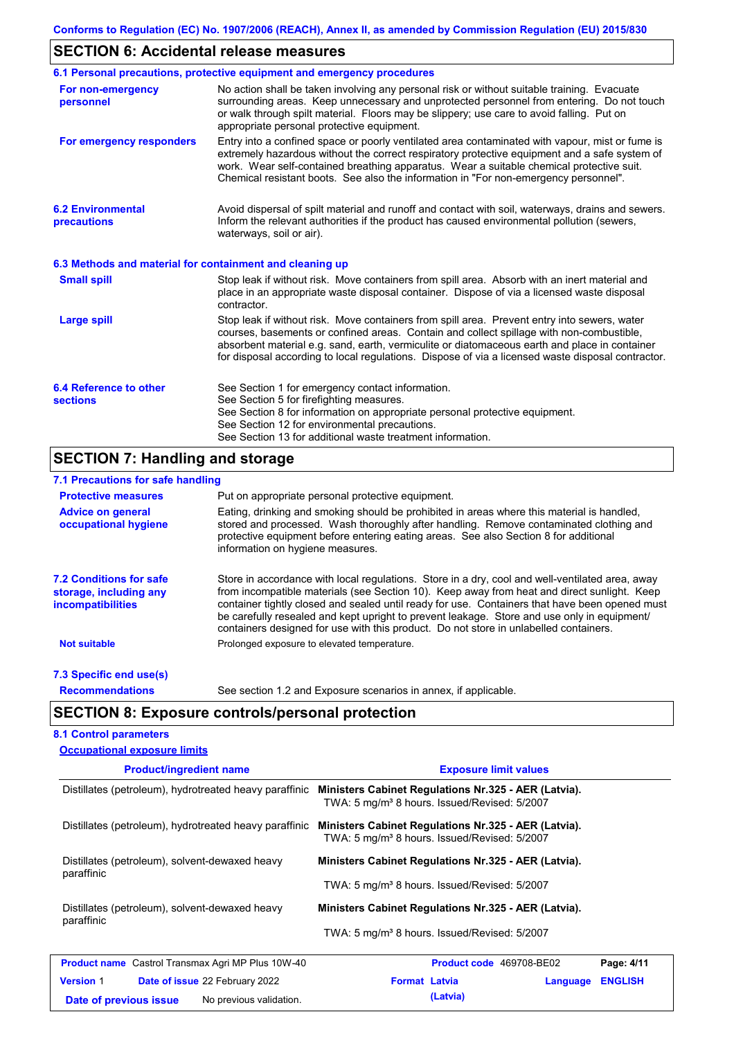## SECTION 6: Accidental release measures

### 6.1 Personal precautions, protective equipment and emergency procedures

**For non-emergency personnel**

No action shall be taken involving any personal risk or without suitable training. Evacuate surrounding areas. Keep unnecessary and unprotected personnel from entering. Do not touch or walk through spilt material. Floors may be slippery; use care to avoid falling. Put on appropriate personal protective equipment.

**For emergency responders**

Entry into a confined space or poorly ventilated area contaminated with vapour, mist or fume is extremely hazardous without the correct respiratory protective equipment and a safe system of work. Wear self-contained breathing apparatus. Wear a suitable chemical protective suit. Chemical resistant boots. See also the information in "For non-emergency personnel".

### 6.2 Environmental precautions

Avoid dispersal of spilt material and runoff and contact with soil, waterways, drains and sewers. Inform the relevant authorities if the product has caused environmental pollution (sewers, waterways, soil or air).

### 6.3 Methods and material for containment and cleaning up

**Small spill**

Stop leak if without risk. Move containers from spill area. Absorb with an inert material and place in an appropriate waste disposal container. Dispose of via a licensed waste disposal contractor.

**Large spill**

Stop leak if without risk. Move containers from spill area. Prevent entry into sewers, water courses, basements or confined areas. Contain and collect spillage with non-combustible, absorbent material e.g. sand, earth, vermiculite or diatomaceous earth and place in container for disposal according to local regulations. Dispose of via a licensed waste disposal contractor.

### 6.4 Reference to other sections

See Section 1 for emergency contact information.
See Section 5 for firefighting measures.
See Section 8 for information on appropriate personal protective equipment.
See Section 12 for environmental precautions.
See Section 13 for additional waste treatment information.

## SECTION 7: Handling and storage

### 7.1 Precautions for safe handling

**Protective measures**

Put on appropriate personal protective equipment.

**Advice on general occupational hygiene**

Eating, drinking and smoking should be prohibited in areas where this material is handled, stored and processed. Wash thoroughly after handling. Remove contaminated clothing and protective equipment before entering eating areas. See also Section 8 for additional information on hygiene measures.

### 7.2 Conditions for safe storage, including any incompatibilities

Store in accordance with local regulations. Store in a dry, cool and well-ventilated area, away from incompatible materials (see Section 10). Keep away from heat and direct sunlight. Keep container tightly closed and sealed until ready for use. Containers that have been opened must be carefully resealed and kept upright to prevent leakage. Store and use only in equipment/ containers designed for use with this product. Do not store in unlabelled containers.

**Not suitable**

Prolonged exposure to elevated temperature.

### 7.3 Specific end use(s)

**Recommendations**

See section 1.2 and Exposure scenarios in annex, if applicable.

## SECTION 8: Exposure controls/personal protection

### 8.1 Control parameters

**Occupational exposure limits**

| Product/ingredient name | Exposure limit values |
|---|---|
| Distillates (petroleum), hydrotreated heavy paraffinic | **Ministers Cabinet Regulations Nr.325 - AER (Latvia).** TWA: 5 mg/m³ 8 hours. Issued/Revised: 5/2007 |
| Distillates (petroleum), hydrotreated heavy paraffinic | **Ministers Cabinet Regulations Nr.325 - AER (Latvia).** TWA: 5 mg/m³ 8 hours. Issued/Revised: 5/2007 |
| Distillates (petroleum), solvent-dewaxed heavy paraffinic | **Ministers Cabinet Regulations Nr.325 - AER (Latvia).** TWA: 5 mg/m³ 8 hours. Issued/Revised: 5/2007 |
| Distillates (petroleum), solvent-dewaxed heavy paraffinic | **Ministers Cabinet Regulations Nr.325 - AER (Latvia).** TWA: 5 mg/m³ 8 hours. Issued/Revised: 5/2007 |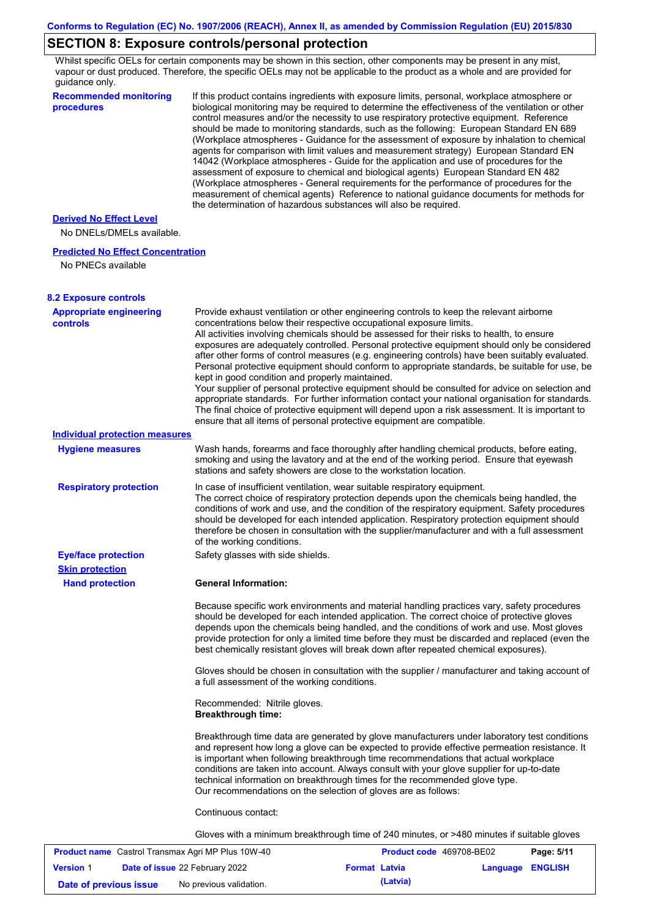Conforms to Regulation (EC) No. 1907/2006 (REACH), Annex II, as amended by Commission Regulation (EU) 2015/830

## SECTION 8: Exposure controls/personal protection

Whilst specific OELs for certain components may be shown in this section, other components may be present in any mist, vapour or dust produced. Therefore, the specific OELs may not be applicable to the product as a whole and are provided for guidance only.

**Recommended monitoring procedures**

If this product contains ingredients with exposure limits, personal, workplace atmosphere or biological monitoring may be required to determine the effectiveness of the ventilation or other control measures and/or the necessity to use respiratory protective equipment. Reference should be made to monitoring standards, such as the following: European Standard EN 689 (Workplace atmospheres - Guidance for the assessment of exposure by inhalation to chemical agents for comparison with limit values and measurement strategy) European Standard EN 14042 (Workplace atmospheres - Guide for the application and use of procedures for the assessment of exposure to chemical and biological agents) European Standard EN 482 (Workplace atmospheres - General requirements for the performance of procedures for the measurement of chemical agents) Reference to national guidance documents for methods for the determination of hazardous substances will also be required.

**Derived No Effect Level**

No DNELs/DMELs available.

**Predicted No Effect Concentration**

No PNECs available

### 8.2 Exposure controls

**Appropriate engineering controls**

Provide exhaust ventilation or other engineering controls to keep the relevant airborne concentrations below their respective occupational exposure limits.
All activities involving chemicals should be assessed for their risks to health, to ensure exposures are adequately controlled. Personal protective equipment should only be considered after other forms of control measures (e.g. engineering controls) have been suitably evaluated. Personal protective equipment should conform to appropriate standards, be suitable for use, be kept in good condition and properly maintained.
Your supplier of personal protective equipment should be consulted for advice on selection and appropriate standards. For further information contact your national organisation for standards. The final choice of protective equipment will depend upon a risk assessment. It is important to ensure that all items of personal protective equipment are compatible.

**Individual protection measures**

**Hygiene measures**

Wash hands, forearms and face thoroughly after handling chemical products, before eating, smoking and using the lavatory and at the end of the working period. Ensure that eyewash stations and safety showers are close to the workstation location.

**Respiratory protection**

In case of insufficient ventilation, wear suitable respiratory equipment.
The correct choice of respiratory protection depends upon the chemicals being handled, the conditions of work and use, and the condition of the respiratory equipment. Safety procedures should be developed for each intended application. Respiratory protection equipment should therefore be chosen in consultation with the supplier/manufacturer and with a full assessment of the working conditions.

**Eye/face protection**

Safety glasses with side shields.

**Skin protection**

**Hand protection**

**General Information:**

Because specific work environments and material handling practices vary, safety procedures should be developed for each intended application. The correct choice of protective gloves depends upon the chemicals being handled, and the conditions of work and use. Most gloves provide protection for only a limited time before they must be discarded and replaced (even the best chemically resistant gloves will break down after repeated chemical exposures).

Gloves should be chosen in consultation with the supplier / manufacturer and taking account of a full assessment of the working conditions.

Recommended: Nitrile gloves.
**Breakthrough time:**

Breakthrough time data are generated by glove manufacturers under laboratory test conditions and represent how long a glove can be expected to provide effective permeation resistance. It is important when following breakthrough time recommendations that actual workplace conditions are taken into account. Always consult with your glove supplier for up-to-date technical information on breakthrough times for the recommended glove type.
Our recommendations on the selection of gloves are as follows:

Continuous contact:

Gloves with a minimum breakthrough time of 240 minutes, or >480 minutes if suitable gloves

| **Product name** Castrol Transmax Agri MP Plus 10W-40 | **Product code** 469708-BE02 | **Page:** 5/11 |
|---|---|---|
| **Version** 1 **Date of issue** 22 February 2022 | **Format** Latvia (Latvia) | **Language** ENGLISH |
| **Date of previous issue** No previous validation. | | |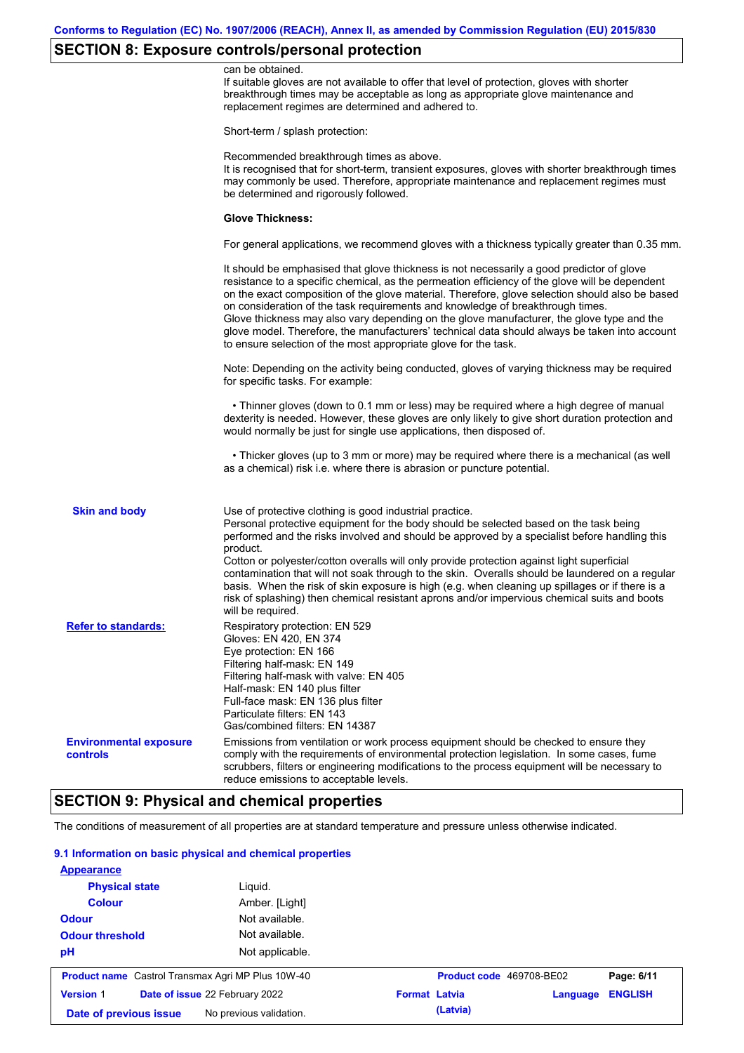## SECTION 8: Exposure controls/personal protection

can be obtained.
If suitable gloves are not available to offer that level of protection, gloves with shorter breakthrough times may be acceptable as long as appropriate glove maintenance and replacement regimes are determined and adhered to.

Short-term / splash protection:

Recommended breakthrough times as above.
It is recognised that for short-term, transient exposures, gloves with shorter breakthrough times may commonly be used. Therefore, appropriate maintenance and replacement regimes must be determined and rigorously followed.

**Glove Thickness:**

For general applications, we recommend gloves with a thickness typically greater than 0.35 mm.

It should be emphasised that glove thickness is not necessarily a good predictor of glove resistance to a specific chemical, as the permeation efficiency of the glove will be dependent on the exact composition of the glove material. Therefore, glove selection should also be based on consideration of the task requirements and knowledge of breakthrough times.
Glove thickness may also vary depending on the glove manufacturer, the glove type and the glove model. Therefore, the manufacturers' technical data should always be taken into account to ensure selection of the most appropriate glove for the task.

Note: Depending on the activity being conducted, gloves of varying thickness may be required for specific tasks. For example:

- Thinner gloves (down to 0.1 mm or less) may be required where a high degree of manual dexterity is needed. However, these gloves are only likely to give short duration protection and would normally be just for single use applications, then disposed of.

- Thicker gloves (up to 3 mm or more) may be required where there is a mechanical (as well as a chemical) risk i.e. where there is abrasion or puncture potential.

**Skin and body**

Use of protective clothing is good industrial practice.
Personal protective equipment for the body should be selected based on the task being performed and the risks involved and should be approved by a specialist before handling this product.
Cotton or polyester/cotton overalls will only provide protection against light superficial contamination that will not soak through to the skin. Overalls should be laundered on a regular basis. When the risk of skin exposure is high (e.g. when cleaning up spillages or if there is a risk of splashing) then chemical resistant aprons and/or impervious chemical suits and boots will be required.

**Refer to standards:**

Respiratory protection: EN 529
Gloves: EN 420, EN 374
Eye protection: EN 166
Filtering half-mask: EN 149
Filtering half-mask with valve: EN 405
Half-mask: EN 140 plus filter
Full-face mask: EN 136 plus filter
Particulate filters: EN 143
Gas/combined filters: EN 14387

**Environmental exposure controls**

Emissions from ventilation or work process equipment should be checked to ensure they comply with the requirements of environmental protection legislation. In some cases, fume scrubbers, filters or engineering modifications to the process equipment will be necessary to reduce emissions to acceptable levels.

## SECTION 9: Physical and chemical properties

The conditions of measurement of all properties are at standard temperature and pressure unless otherwise indicated.

### 9.1 Information on basic physical and chemical properties

**Appearance**

| | |
|---|---|
| Physical state | Liquid. |
| Colour | Amber. [Light] |
| Odour | Not available. |
| Odour threshold | Not available. |
| pH | Not applicable. |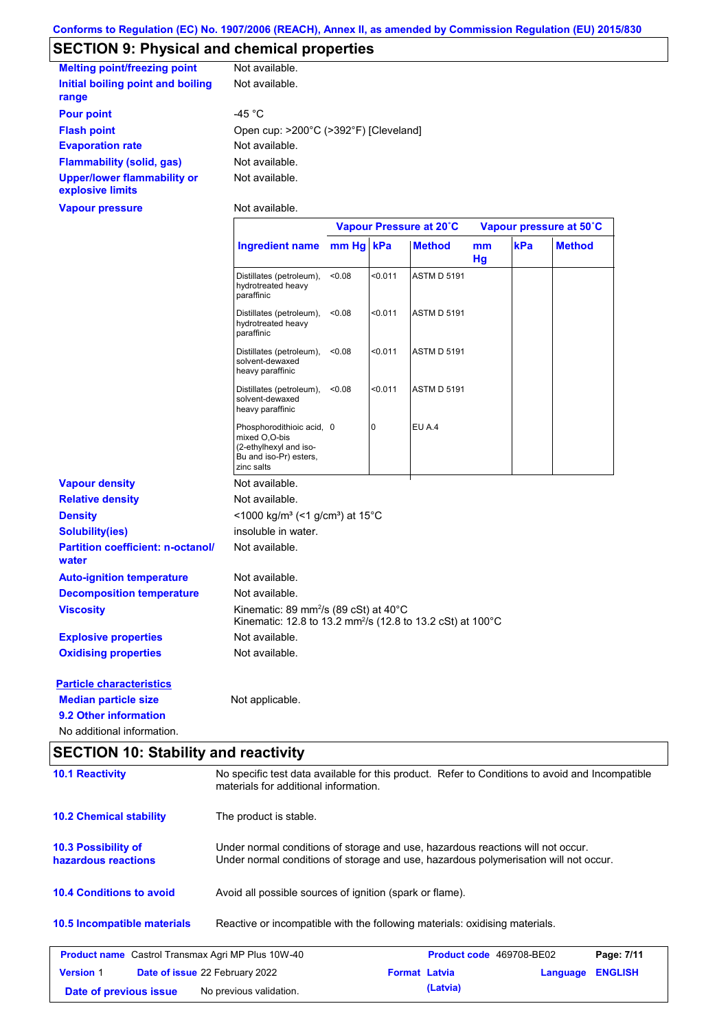Conforms to Regulation (EC) No. 1907/2006 (REACH), Annex II, as amended by Commission Regulation (EU) 2015/830

## SECTION 9: Physical and chemical properties

| | |
|---|---|
| **Melting point/freezing point** | Not available. |
| **Initial boiling point and boiling range** | Not available. |
| **Pour point** | -45 °C |
| **Flash point** | Open cup: >200°C (>392°F) [Cleveland] |
| **Evaporation rate** | Not available. |
| **Flammability (solid, gas)** | Not available. |
| **Upper/lower flammability or explosive limits** | Not available. |
| **Vapour pressure** | Not available. |

| | Vapour Pressure at 20˚C | | | Vapour pressure at 50˚C | | |
|---|---|---|---|---|---|---|
| **Ingredient name** | **mm Hg** | **kPa** | **Method** | **mm Hg** | **kPa** | **Method** |
| Distillates (petroleum), hydrotreated heavy paraffinic | <0.08 | <0.011 | ASTM D 5191 | | | |
| Distillates (petroleum), hydrotreated heavy paraffinic | <0.08 | <0.011 | ASTM D 5191 | | | |
| Distillates (petroleum), solvent-dewaxed heavy paraffinic | <0.08 | <0.011 | ASTM D 5191 | | | |
| Distillates (petroleum), solvent-dewaxed heavy paraffinic | <0.08 | <0.011 | ASTM D 5191 | | | |
| Phosphorodithioic acid, mixed O,O-bis (2-ethylhexyl and iso-Bu and iso-Pr) esters, zinc salts | 0 | 0 | EU A.4 | | | |

| | |
|---|---|
| **Vapour density** | Not available. |
| **Relative density** | Not available. |
| **Density** | <1000 kg/m³ (<1 g/cm³) at 15°C |
| **Solubility(ies)** | insoluble in water. |
| **Partition coefficient: n-octanol/water** | Not available. |
| **Auto-ignition temperature** | Not available. |
| **Decomposition temperature** | Not available. |
| **Viscosity** | Kinematic: 89 mm²/s (89 cSt) at 40°C<br>Kinematic: 12.8 to 13.2 mm²/s (12.8 to 13.2 cSt) at 100°C |
| **Explosive properties** | Not available. |
| **Oxidising properties** | Not available. |

**Particle characteristics**

**Median particle size** Not applicable.

**9.2 Other information**

No additional information.

## SECTION 10: Stability and reactivity

| | |
|---|---|
| **10.1 Reactivity** | No specific test data available for this product. Refer to Conditions to avoid and Incompatible materials for additional information. |
| **10.2 Chemical stability** | The product is stable. |
| **10.3 Possibility of hazardous reactions** | Under normal conditions of storage and use, hazardous reactions will not occur.<br>Under normal conditions of storage and use, hazardous polymerisation will not occur. |
| **10.4 Conditions to avoid** | Avoid all possible sources of ignition (spark or flame). |
| **10.5 Incompatible materials** | Reactive or incompatible with the following materials: oxidising materials. |

| | | | |
|---|---|---|---|
| **Product name** Castrol Transmax Agri MP Plus 10W-40 | | **Product code** 469708-BE02 | **Page:** 7/11 |
| **Version** 1 | **Date of issue** 22 February 2022 | **Format** Latvia (Latvia) | **Language** ENGLISH |
| **Date of previous issue** | No previous validation. | | |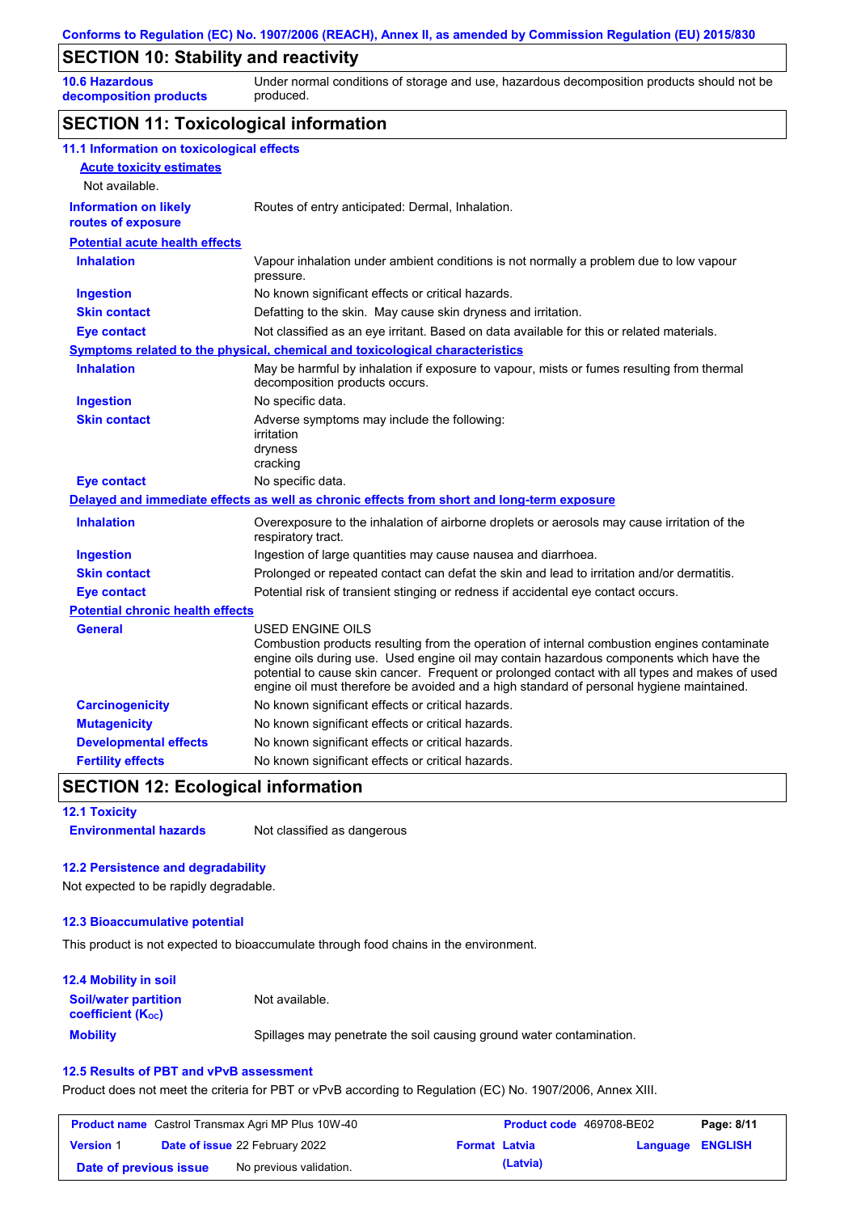## SECTION 10: Stability and reactivity

| | |
|---|---|
| **10.6 Hazardous decomposition products** | Under normal conditions of storage and use, hazardous decomposition products should not be produced. |

## SECTION 11: Toxicological information

### 11.1 Information on toxicological effects

**Acute toxicity estimates**

Not available.

| | |
|---|---|
| **Information on likely routes of exposure** | Routes of entry anticipated: Dermal, Inhalation. |

**Potential acute health effects**

| | |
|---|---|
| **Inhalation** | Vapour inhalation under ambient conditions is not normally a problem due to low vapour pressure. |
| **Ingestion** | No known significant effects or critical hazards. |
| **Skin contact** | Defatting to the skin. May cause skin dryness and irritation. |
| **Eye contact** | Not classified as an eye irritant. Based on data available for this or related materials. |

**Symptoms related to the physical, chemical and toxicological characteristics**

| | |
|---|---|
| **Inhalation** | May be harmful by inhalation if exposure to vapour, mists or fumes resulting from thermal decomposition products occurs. |
| **Ingestion** | No specific data. |
| **Skin contact** | Adverse symptoms may include the following:<br>irritation<br>dryness<br>cracking |
| **Eye contact** | No specific data. |

**Delayed and immediate effects as well as chronic effects from short and long-term exposure**

| | |
|---|---|
| **Inhalation** | Overexposure to the inhalation of airborne droplets or aerosols may cause irritation of the respiratory tract. |
| **Ingestion** | Ingestion of large quantities may cause nausea and diarrhoea. |
| **Skin contact** | Prolonged or repeated contact can defat the skin and lead to irritation and/or dermatitis. |
| **Eye contact** | Potential risk of transient stinging or redness if accidental eye contact occurs. |

**Potential chronic health effects**

| | |
|---|---|
| **General** | USED ENGINE OILS<br>Combustion products resulting from the operation of internal combustion engines contaminate engine oils during use. Used engine oil may contain hazardous components which have the potential to cause skin cancer. Frequent or prolonged contact with all types and makes of used engine oil must therefore be avoided and a high standard of personal hygiene maintained. |
| **Carcinogenicity** | No known significant effects or critical hazards. |
| **Mutagenicity** | No known significant effects or critical hazards. |
| **Developmental effects** | No known significant effects or critical hazards. |
| **Fertility effects** | No known significant effects or critical hazards. |

## SECTION 12: Ecological information

### 12.1 Toxicity

| | |
|---|---|
| **Environmental hazards** | Not classified as dangerous |

### 12.2 Persistence and degradability

Not expected to be rapidly degradable.

### 12.3 Bioaccumulative potential

This product is not expected to bioaccumulate through food chains in the environment.

### 12.4 Mobility in soil

| | |
|---|---|
| **Soil/water partition coefficient ($K_{OC}$)** | Not available. |
| **Mobility** | Spillages may penetrate the soil causing ground water contamination. |

### 12.5 Results of PBT and vPvB assessment

Product does not meet the criteria for PBT or vPvB according to Regulation (EC) No. 1907/2006, Annex XIII.

| | | | |
|---|---|---|---|
| **Product name** Castrol Transmax Agri MP Plus 10W-40 | | **Product code** 469708-BE02 | |
| **Version** 1 | **Date of issue** 22 February 2022 | **Format** Latvia (Latvia) | **Language** ENGLISH |
| **Date of previous issue** | No previous validation. | | |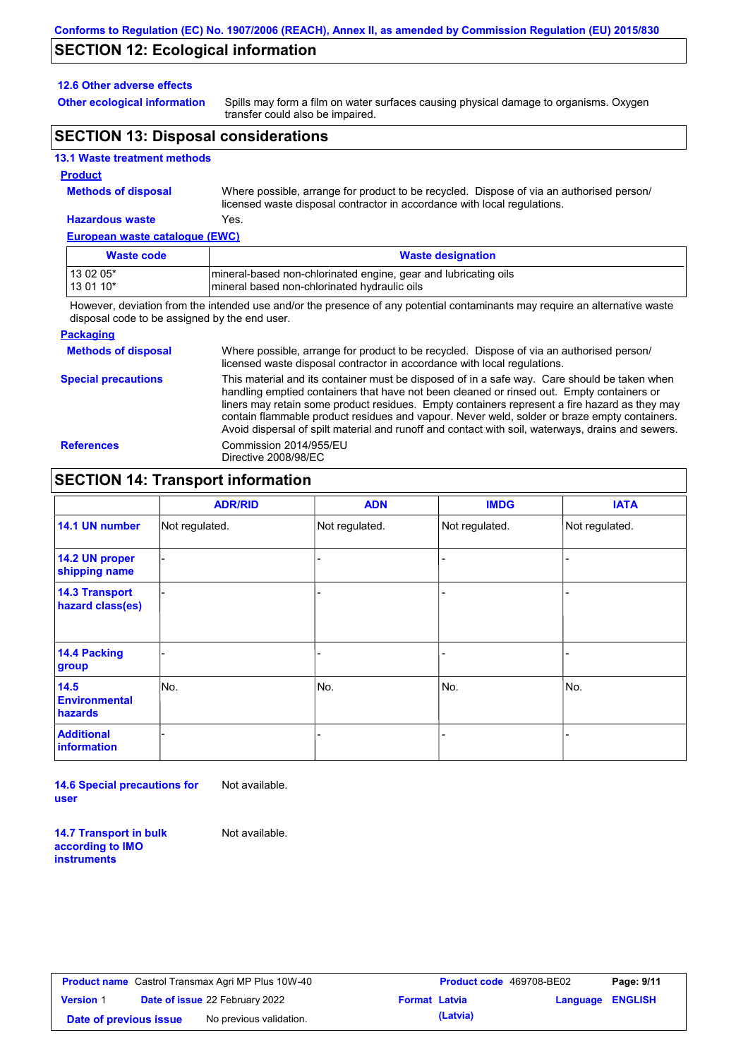## SECTION 12: Ecological information

### 12.6 Other adverse effects

**Other ecological information**: Spills may form a film on water surfaces causing physical damage to organisms. Oxygen transfer could also be impaired.

## SECTION 13: Disposal considerations

### 13.1 Waste treatment methods

**Product**

**Methods of disposal**: Where possible, arrange for product to be recycled. Dispose of via an authorised person/ licensed waste disposal contractor in accordance with local regulations.

**Hazardous waste**: Yes.

**European waste catalogue (EWC)**

| Waste code | Waste designation |
| --- | --- |
| 13 02 05*<br>13 01 10* | mineral-based non-chlorinated engine, gear and lubricating oils<br>mineral based non-chlorinated hydraulic oils |

However, deviation from the intended use and/or the presence of any potential contaminants may require an alternative waste disposal code to be assigned by the end user.

**Packaging**

**Methods of disposal**: Where possible, arrange for product to be recycled. Dispose of via an authorised person/ licensed waste disposal contractor in accordance with local regulations.

**Special precautions**: This material and its container must be disposed of in a safe way. Care should be taken when handling emptied containers that have not been cleaned or rinsed out. Empty containers or liners may retain some product residues. Empty containers represent a fire hazard as they may contain flammable product residues and vapour. Never weld, solder or braze empty containers. Avoid dispersal of spilt material and runoff and contact with soil, waterways, drains and sewers.

**References**: Commission 2014/955/EU
Directive 2008/98/EC

## SECTION 14: Transport information

| | ADR/RID | ADN | IMDG | IATA |
| --- | --- | --- | --- | --- |
| 14.1 UN number | Not regulated. | Not regulated. | Not regulated. | Not regulated. |
| 14.2 UN proper shipping name | - | - | - | - |
| 14.3 Transport hazard class(es) | - | - | - | - |
| 14.4 Packing group | - | - | - | - |
| 14.5 Environmental hazards | No. | No. | No. | No. |
| Additional information | - | - | - | - |

**14.6 Special precautions for user**: Not available.

**14.7 Transport in bulk according to IMO instruments**: Not available.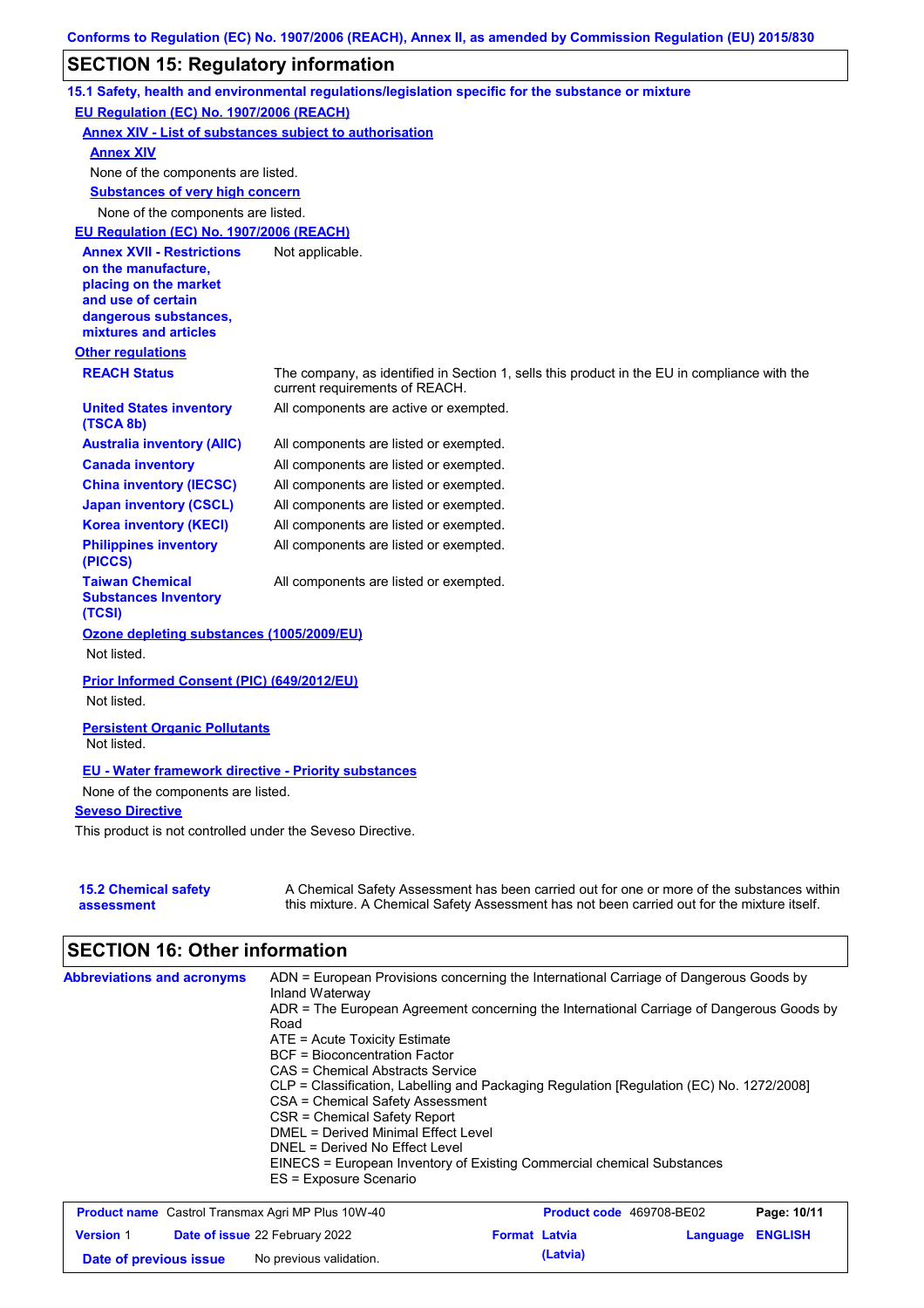## SECTION 15: Regulatory information

**15.1 Safety, health and environmental regulations/legislation specific for the substance or mixture**

**EU Regulation (EC) No. 1907/2006 (REACH)**

**Annex XIV - List of substances subject to authorisation**

**Annex XIV**

None of the components are listed.

**Substances of very high concern**

None of the components are listed.

**EU Regulation (EC) No. 1907/2006 (REACH)**

| | |
|---|---|
| **Annex XVII - Restrictions on the manufacture, placing on the market and use of certain dangerous substances, mixtures and articles** | Not applicable. |

**Other regulations**

| | |
|---|---|
| **REACH Status** | The company, as identified in Section 1, sells this product in the EU in compliance with the current requirements of REACH. |
| **United States inventory (TSCA 8b)** | All components are active or exempted. |
| **Australia inventory (AIIC)** | All components are listed or exempted. |
| **Canada inventory** | All components are listed or exempted. |
| **China inventory (IECSC)** | All components are listed or exempted. |
| **Japan inventory (CSCL)** | All components are listed or exempted. |
| **Korea inventory (KECI)** | All components are listed or exempted. |
| **Philippines inventory (PICCS)** | All components are listed or exempted. |
| **Taiwan Chemical Substances Inventory (TCSI)** | All components are listed or exempted. |

**Ozone depleting substances (1005/2009/EU)**

Not listed.

**Prior Informed Consent (PIC) (649/2012/EU)**

Not listed.

**Persistent Organic Pollutants**

Not listed.

**EU - Water framework directive - Priority substances**

None of the components are listed.

**Seveso Directive**

This product is not controlled under the Seveso Directive.

| | |
|---|---|
| **15.2 Chemical safety assessment** | A Chemical Safety Assessment has been carried out for one or more of the substances within this mixture. A Chemical Safety Assessment has not been carried out for the mixture itself. |

## SECTION 16: Other information

**Abbreviations and acronyms**

ADN = European Provisions concerning the International Carriage of Dangerous Goods by Inland Waterway
ADR = The European Agreement concerning the International Carriage of Dangerous Goods by Road
ATE = Acute Toxicity Estimate
BCF = Bioconcentration Factor
CAS = Chemical Abstracts Service
CLP = Classification, Labelling and Packaging Regulation [Regulation (EC) No. 1272/2008]
CSA = Chemical Safety Assessment
CSR = Chemical Safety Report
DMEL = Derived Minimal Effect Level
DNEL = Derived No Effect Level
EINECS = European Inventory of Existing Commercial chemical Substances
ES = Exposure Scenario

| | | | |
|---|---|---|---|
| **Product name** Castrol Transmax Agri MP Plus 10W-40 | | **Product code** 469708-BE02 | |
| **Version** 1 | **Date of issue** 22 February 2022 | **Format** Latvia (Latvia) | **Language** ENGLISH |
| **Date of previous issue** | No previous validation. | | |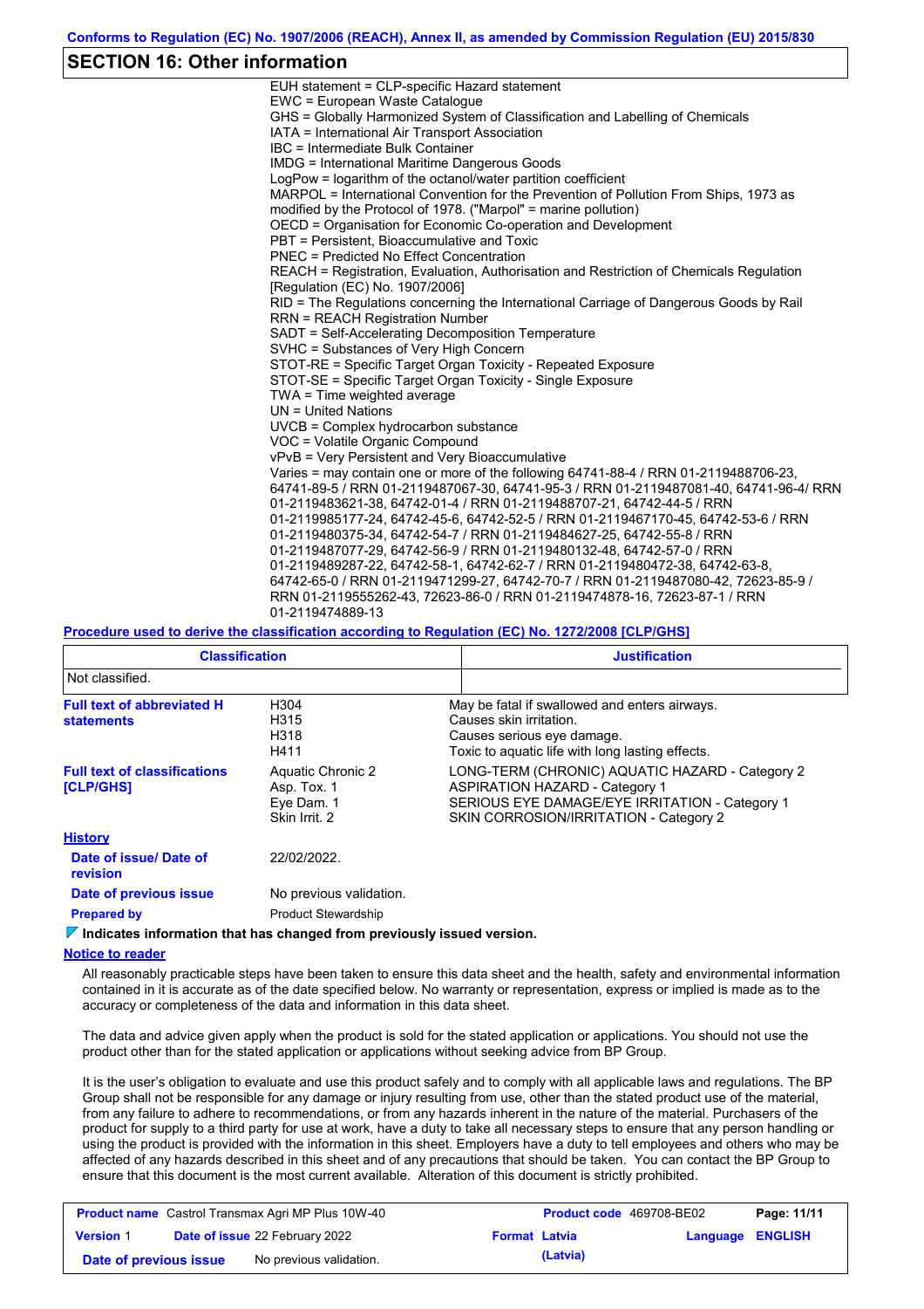## SECTION 16: Other information

EUH statement = CLP-specific Hazard statement
EWC = European Waste Catalogue
GHS = Globally Harmonized System of Classification and Labelling of Chemicals
IATA = International Air Transport Association
IBC = Intermediate Bulk Container
IMDG = International Maritime Dangerous Goods
LogPow = logarithm of the octanol/water partition coefficient
MARPOL = International Convention for the Prevention of Pollution From Ships, 1973 as modified by the Protocol of 1978. ("Marpol" = marine pollution)
OECD = Organisation for Economic Co-operation and Development
PBT = Persistent, Bioaccumulative and Toxic
PNEC = Predicted No Effect Concentration
REACH = Registration, Evaluation, Authorisation and Restriction of Chemicals Regulation [Regulation (EC) No. 1907/2006]
RID = The Regulations concerning the International Carriage of Dangerous Goods by Rail
RRN = REACH Registration Number
SADT = Self-Accelerating Decomposition Temperature
SVHC = Substances of Very High Concern
STOT-RE = Specific Target Organ Toxicity - Repeated Exposure
STOT-SE = Specific Target Organ Toxicity - Single Exposure
TWA = Time weighted average
UN = United Nations
UVCB = Complex hydrocarbon substance
VOC = Volatile Organic Compound
vPvB = Very Persistent and Very Bioaccumulative
Varies = may contain one or more of the following 64741-88-4 / RRN 01-2119488706-23, 64741-89-5 / RRN 01-2119487067-30, 64741-95-3 / RRN 01-2119487081-40, 64741-96-4/ RRN 01-2119483621-38, 64742-01-4 / RRN 01-2119488707-21, 64742-44-5 / RRN 01-2119985177-24, 64742-45-6, 64742-52-5 / RRN 01-2119467170-45, 64742-53-6 / RRN 01-2119480375-34, 64742-54-7 / RRN 01-2119484627-25, 64742-55-8 / RRN 01-2119487077-29, 64742-56-9 / RRN 01-2119480132-48, 64742-57-0 / RRN 01-2119489287-22, 64742-58-1, 64742-62-7 / RRN 01-2119480472-38, 64742-63-8, 64742-65-0 / RRN 01-2119471299-27, 64742-70-7 / RRN 01-2119487080-42, 72623-85-9 / RRN 01-2119555262-43, 72623-86-0 / RRN 01-2119474878-16, 72623-87-1 / RRN 01-2119474889-13

**Procedure used to derive the classification according to Regulation (EC) No. 1272/2008 [CLP/GHS]**

| Classification | Justification |
|---|---|
| Not classified. | |

**Full text of abbreviated H statements**

| | | |
|---|---|---|
| H304 | May be fatal if swallowed and enters airways. |
| H315 | Causes skin irritation. |
| H318 | Causes serious eye damage. |
| H411 | Toxic to aquatic life with long lasting effects. |

**Full text of classifications [CLP/GHS]**

| | |
|---|---|
| Aquatic Chronic 2 | LONG-TERM (CHRONIC) AQUATIC HAZARD - Category 2 |
| Asp. Tox. 1 | ASPIRATION HAZARD - Category 1 |
| Eye Dam. 1 | SERIOUS EYE DAMAGE/EYE IRRITATION - Category 1 |
| Skin Irrit. 2 | SKIN CORROSION/IRRITATION - Category 2 |

**History**

**Date of issue/ Date of revision**: 22/02/2022.

**Date of previous issue**: No previous validation.

**Prepared by**: Product Stewardship

**Indicates information that has changed from previously issued version.**

**Notice to reader**

All reasonably practicable steps have been taken to ensure this data sheet and the health, safety and environmental information contained in it is accurate as of the date specified below. No warranty or representation, express or implied is made as to the accuracy or completeness of the data and information in this data sheet.

The data and advice given apply when the product is sold for the stated application or applications. You should not use the product other than for the stated application or applications without seeking advice from BP Group.

It is the user's obligation to evaluate and use this product safely and to comply with all applicable laws and regulations. The BP Group shall not be responsible for any damage or injury resulting from use, other than the stated product use of the material, from any failure to adhere to recommendations, or from any hazards inherent in the nature of the material. Purchasers of the product for supply to a third party for use at work, have a duty to take all necessary steps to ensure that any person handling or using the product is provided with the information in this sheet. Employers have a duty to tell employees and others who may be affected of any hazards described in this sheet and of any precautions that should be taken. You can contact the BP Group to ensure that this document is the most current available. Alteration of this document is strictly prohibited.